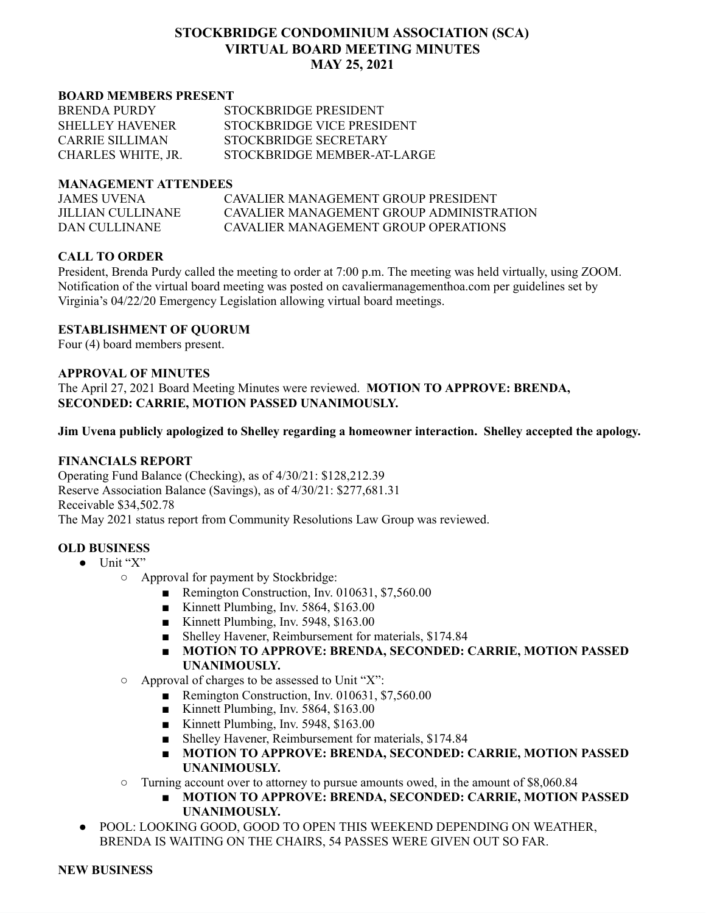# STOCKBRIDGE CONDOMINIUM ASSOCIATION (SCA)
# VIRTUAL BOARD MEETING MINUTES
# MAY 25, 2021

**BOARD MEMBERS PRESENT**

| | |
|---|---|
| BRENDA PURDY | STOCKBRIDGE PRESIDENT |
| SHELLEY HAVENER | STOCKBRIDGE VICE PRESIDENT |
| CARRIE SILLIMAN | STOCKBRIDGE SECRETARY |
| CHARLES WHITE, JR. | STOCKBRIDGE MEMBER-AT-LARGE |

**MANAGEMENT ATTENDEES**

| | |
|---|---|
| JAMES UVENA | CAVALIER MANAGEMENT GROUP PRESIDENT |
| JILLIAN CULLINANE | CAVALIER MANAGEMENT GROUP ADMINISTRATION |
| DAN CULLINANE | CAVALIER MANAGEMENT GROUP OPERATIONS |

**CALL TO ORDER**

President, Brenda Purdy called the meeting to order at 7:00 p.m. The meeting was held virtually, using ZOOM. Notification of the virtual board meeting was posted on cavaliermanagementhoa.com per guidelines set by Virginia's 04/22/20 Emergency Legislation allowing virtual board meetings.

**ESTABLISHMENT OF QUORUM**

Four (4) board members present.

**APPROVAL OF MINUTES**

The April 27, 2021 Board Meeting Minutes were reviewed. **MOTION TO APPROVE: BRENDA, SECONDED: CARRIE, MOTION PASSED UNANIMOUSLY.**

**Jim Uvena publicly apologized to Shelley regarding a homeowner interaction. Shelley accepted the apology.**

**FINANCIALS REPORT**

Operating Fund Balance (Checking), as of 4/30/21: $128,212.39
Reserve Association Balance (Savings), as of 4/30/21: $277,681.31
Receivable $34,502.78
The May 2021 status report from Community Resolutions Law Group was reviewed.

**OLD BUSINESS**

- Unit "X"
  - Approval for payment by Stockbridge:
    - Remington Construction, Inv. 010631, $7,560.00
    - Kinnett Plumbing, Inv. 5864, $163.00
    - Kinnett Plumbing, Inv. 5948, $163.00
    - Shelley Havener, Reimbursement for materials, $174.84
    - **MOTION TO APPROVE: BRENDA, SECONDED: CARRIE, MOTION PASSED UNANIMOUSLY.**
  - Approval of charges to be assessed to Unit "X":
    - Remington Construction, Inv. 010631, $7,560.00
    - Kinnett Plumbing, Inv. 5864, $163.00
    - Kinnett Plumbing, Inv. 5948, $163.00
    - Shelley Havener, Reimbursement for materials, $174.84
    - **MOTION TO APPROVE: BRENDA, SECONDED: CARRIE, MOTION PASSED UNANIMOUSLY.**
  - Turning account over to attorney to pursue amounts owed, in the amount of $8,060.84
    - **MOTION TO APPROVE: BRENDA, SECONDED: CARRIE, MOTION PASSED UNANIMOUSLY.**
- POOL: LOOKING GOOD, GOOD TO OPEN THIS WEEKEND DEPENDING ON WEATHER, BRENDA IS WAITING ON THE CHAIRS, 54 PASSES WERE GIVEN OUT SO FAR.

**NEW BUSINESS**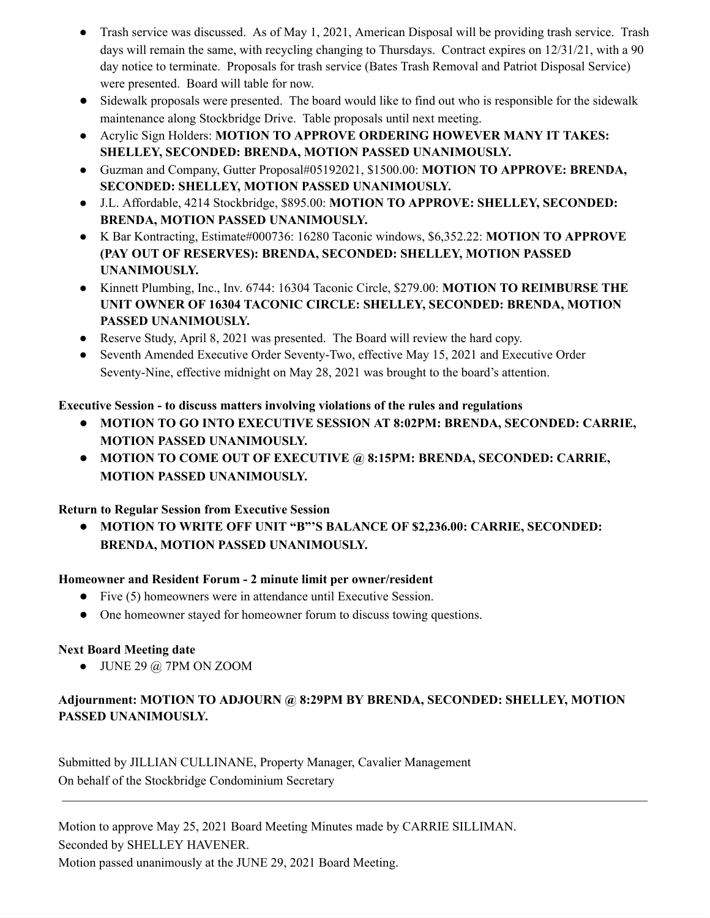- Trash service was discussed. As of May 1, 2021, American Disposal will be providing trash service. Trash days will remain the same, with recycling changing to Thursdays. Contract expires on 12/31/21, with a 90 day notice to terminate. Proposals for trash service (Bates Trash Removal and Patriot Disposal Service) were presented. Board will table for now.
- Sidewalk proposals were presented. The board would like to find out who is responsible for the sidewalk maintenance along Stockbridge Drive. Table proposals until next meeting.
- Acrylic Sign Holders: **MOTION TO APPROVE ORDERING HOWEVER MANY IT TAKES: SHELLEY, SECONDED: BRENDA, MOTION PASSED UNANIMOUSLY.**
- Guzman and Company, Gutter Proposal#05192021, $1500.00: **MOTION TO APPROVE: BRENDA, SECONDED: SHELLEY, MOTION PASSED UNANIMOUSLY.**
- J.L. Affordable, 4214 Stockbridge, $895.00: **MOTION TO APPROVE: SHELLEY, SECONDED: BRENDA, MOTION PASSED UNANIMOUSLY.**
- K Bar Kontracting, Estimate#000736: 16280 Taconic windows, $6,352.22: **MOTION TO APPROVE (PAY OUT OF RESERVES): BRENDA, SECONDED: SHELLEY, MOTION PASSED UNANIMOUSLY.**
- Kinnett Plumbing, Inc., Inv. 6744: 16304 Taconic Circle, $279.00: **MOTION TO REIMBURSE THE UNIT OWNER OF 16304 TACONIC CIRCLE: SHELLEY, SECONDED: BRENDA, MOTION PASSED UNANIMOUSLY.**
- Reserve Study, April 8, 2021 was presented. The Board will review the hard copy.
- Seventh Amended Executive Order Seventy-Two, effective May 15, 2021 and Executive Order Seventy-Nine, effective midnight on May 28, 2021 was brought to the board's attention.

**Executive Session - to discuss matters involving violations of the rules and regulations**

- **MOTION TO GO INTO EXECUTIVE SESSION AT 8:02PM: BRENDA, SECONDED: CARRIE, MOTION PASSED UNANIMOUSLY.**
- **MOTION TO COME OUT OF EXECUTIVE @ 8:15PM: BRENDA, SECONDED: CARRIE, MOTION PASSED UNANIMOUSLY.**

**Return to Regular Session from Executive Session**

- **MOTION TO WRITE OFF UNIT "B"'S BALANCE OF $2,236.00: CARRIE, SECONDED: BRENDA, MOTION PASSED UNANIMOUSLY.**

**Homeowner and Resident Forum - 2 minute limit per owner/resident**

- Five (5) homeowners were in attendance until Executive Session.
- One homeowner stayed for homeowner forum to discuss towing questions.

**Next Board Meeting date**

- JUNE 29 @ 7PM ON ZOOM

**Adjournment: MOTION TO ADJOURN @ 8:29PM BY BRENDA, SECONDED: SHELLEY, MOTION PASSED UNANIMOUSLY.**

Submitted by JILLIAN CULLINANE, Property Manager, Cavalier Management
On behalf of the Stockbridge Condominium Secretary

---

Motion to approve May 25, 2021 Board Meeting Minutes made by CARRIE SILLIMAN.
Seconded by SHELLEY HAVENER.
Motion passed unanimously at the JUNE 29, 2021 Board Meeting.